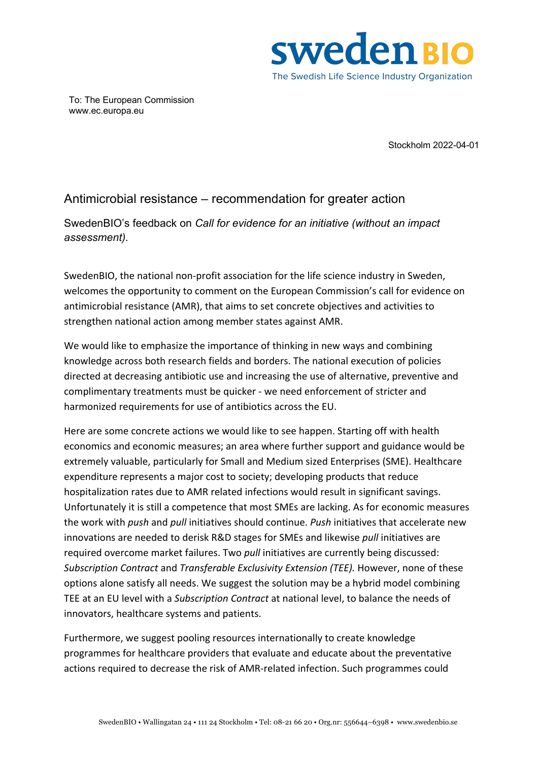To: The European Commission
www.ec.europa.eu

Stockholm 2022-04-01

# Antimicrobial resistance – recommendation for greater action

## SwedenBIO's feedback on *Call for evidence for an initiative (without an impact assessment).*

SwedenBIO, the national non-profit association for the life science industry in Sweden, welcomes the opportunity to comment on the European Commission's call for evidence on antimicrobial resistance (AMR), that aims to set concrete objectives and activities to strengthen national action among member states against AMR.

We would like to emphasize the importance of thinking in new ways and combining knowledge across both research fields and borders. The national execution of policies directed at decreasing antibiotic use and increasing the use of alternative, preventive and complimentary treatments must be quicker - we need enforcement of stricter and harmonized requirements for use of antibiotics across the EU.

Here are some concrete actions we would like to see happen. Starting off with health economics and economic measures; an area where further support and guidance would be extremely valuable, particularly for Small and Medium sized Enterprises (SME). Healthcare expenditure represents a major cost to society; developing products that reduce hospitalization rates due to AMR related infections would result in significant savings. Unfortunately it is still a competence that most SMEs are lacking. As for economic measures the work with *push* and *pull* initiatives should continue. *Push* initiatives that accelerate new innovations are needed to derisk R&D stages for SMEs and likewise *pull* initiatives are required overcome market failures. Two *pull* initiatives are currently being discussed: *Subscription Contract* and *Transferable Exclusivity Extension (TEE).* However, none of these options alone satisfy all needs. We suggest the solution may be a hybrid model combining TEE at an EU level with a *Subscription Contract* at national level, to balance the needs of innovators, healthcare systems and patients.

Furthermore, we suggest pooling resources internationally to create knowledge programmes for healthcare providers that evaluate and educate about the preventative actions required to decrease the risk of AMR-related infection. Such programmes could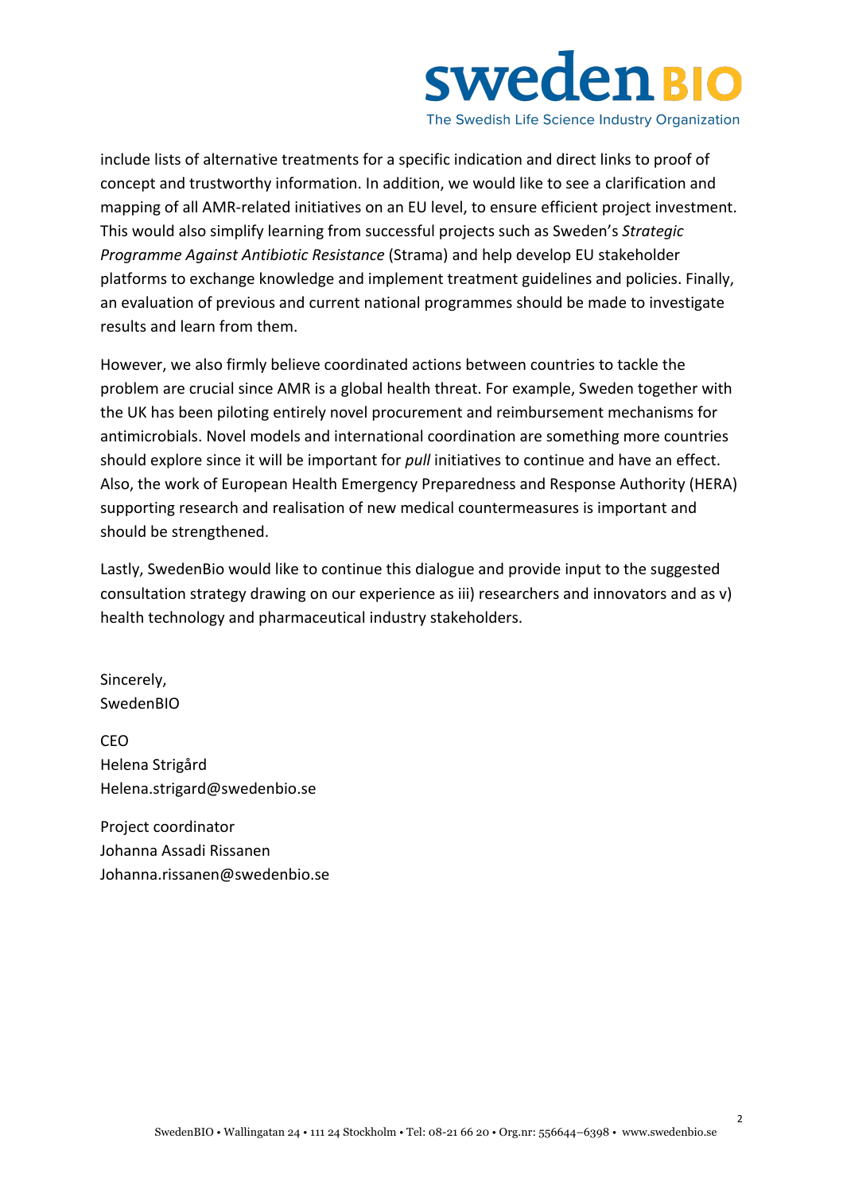include lists of alternative treatments for a specific indication and direct links to proof of concept and trustworthy information. In addition, we would like to see a clarification and mapping of all AMR-related initiatives on an EU level, to ensure efficient project investment. This would also simplify learning from successful projects such as Sweden's *Strategic Programme Against Antibiotic Resistance* (Strama) and help develop EU stakeholder platforms to exchange knowledge and implement treatment guidelines and policies. Finally, an evaluation of previous and current national programmes should be made to investigate results and learn from them.

However, we also firmly believe coordinated actions between countries to tackle the problem are crucial since AMR is a global health threat. For example, Sweden together with the UK has been piloting entirely novel procurement and reimbursement mechanisms for antimicrobials. Novel models and international coordination are something more countries should explore since it will be important for *pull* initiatives to continue and have an effect. Also, the work of European Health Emergency Preparedness and Response Authority (HERA) supporting research and realisation of new medical countermeasures is important and should be strengthened.

Lastly, SwedenBio would like to continue this dialogue and provide input to the suggested consultation strategy drawing on our experience as iii) researchers and innovators and as v) health technology and pharmaceutical industry stakeholders.

Sincerely,
SwedenBIO

CEO
Helena Strigård
Helena.strigard@swedenbio.se

Project coordinator
Johanna Assadi Rissanen
Johanna.rissanen@swedenbio.se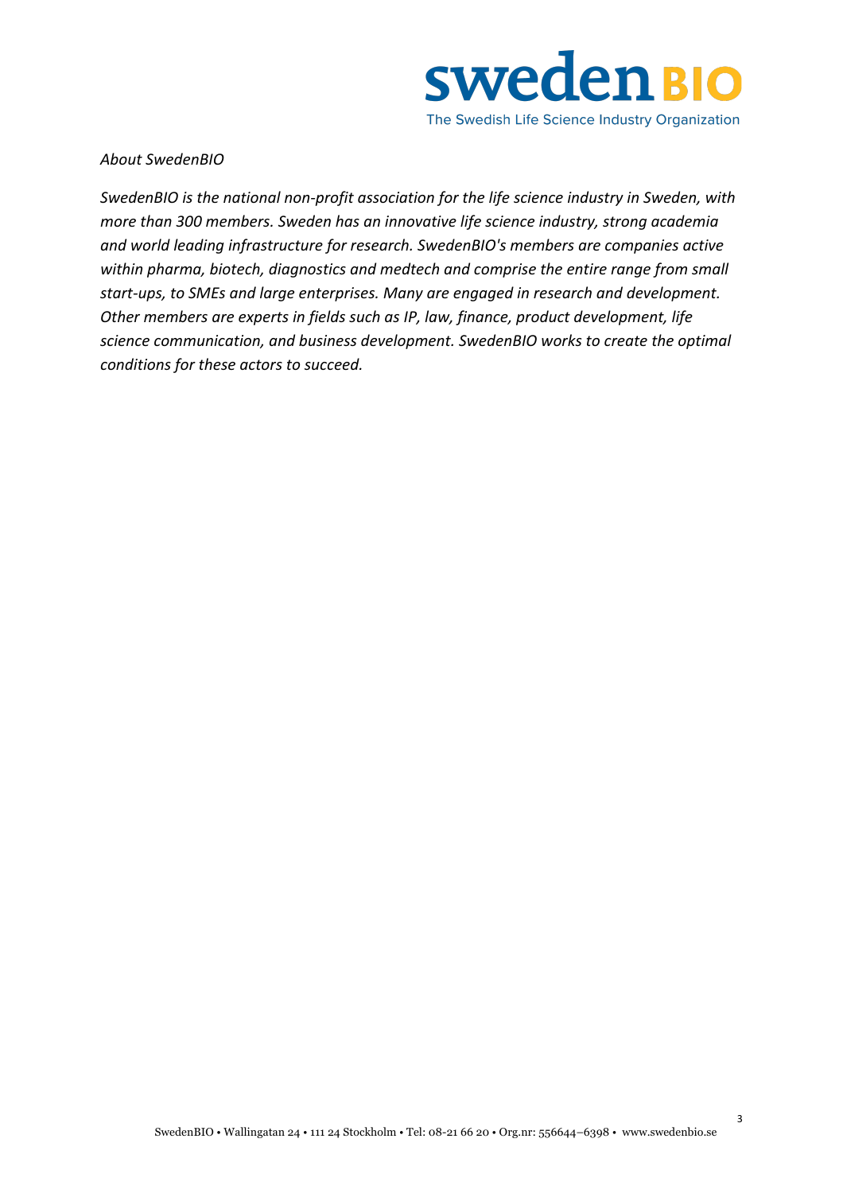*About SwedenBIO*

*SwedenBIO is the national non-profit association for the life science industry in Sweden, with more than 300 members. Sweden has an innovative life science industry, strong academia and world leading infrastructure for research. SwedenBIO's members are companies active within pharma, biotech, diagnostics and medtech and comprise the entire range from small start-ups, to SMEs and large enterprises. Many are engaged in research and development. Other members are experts in fields such as IP, law, finance, product development, life science communication, and business development. SwedenBIO works to create the optimal conditions for these actors to succeed.*